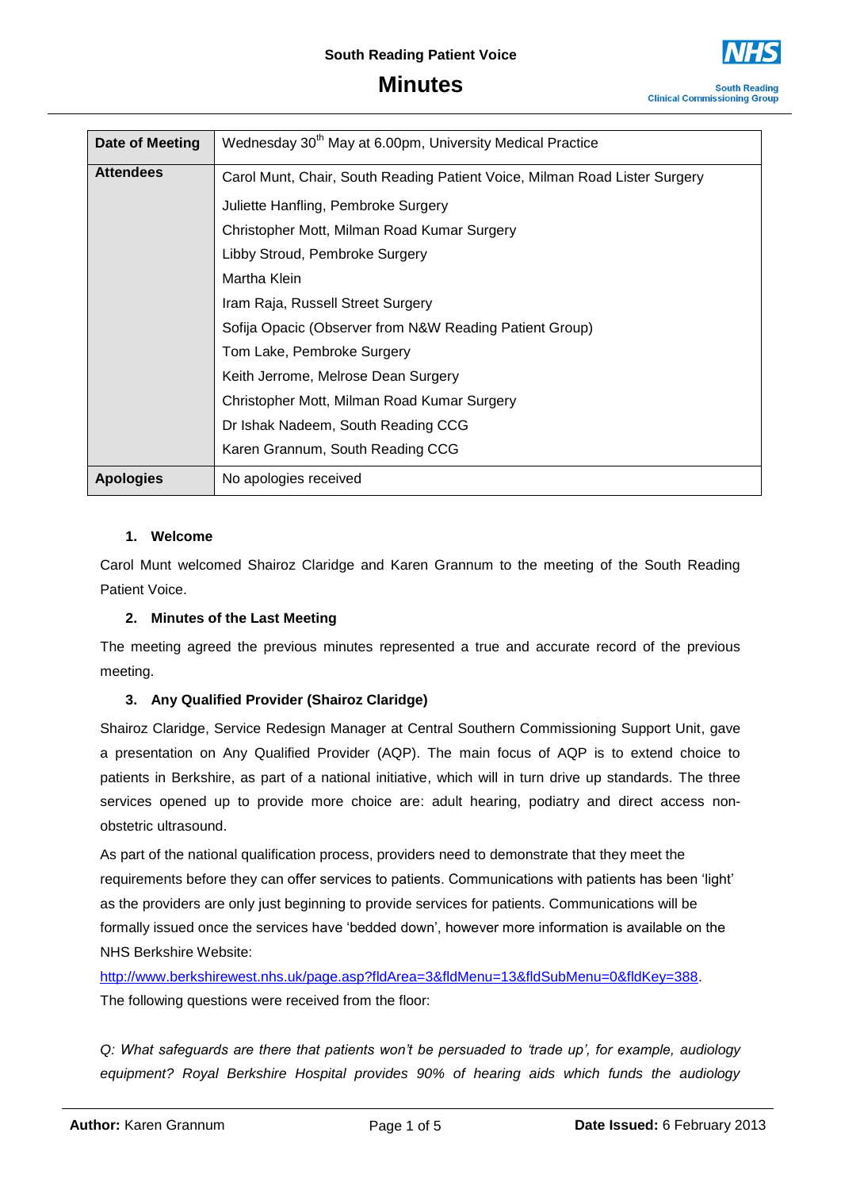South Reading Patient Voice

# Minutes

South Reading Clinical Commissioning Group

| | |
|---|---|
| **Date of Meeting** | Wednesday 30th May at 6.00pm, University Medical Practice |
| **Attendees** | Carol Munt, Chair, South Reading Patient Voice, Milman Road Lister Surgery<br>Juliette Hanfling, Pembroke Surgery<br>Christopher Mott, Milman Road Kumar Surgery<br>Libby Stroud, Pembroke Surgery<br>Martha Klein<br>Iram Raja, Russell Street Surgery<br>Sofija Opacic (Observer from N&W Reading Patient Group)<br>Tom Lake, Pembroke Surgery<br>Keith Jerrome, Melrose Dean Surgery<br>Christopher Mott, Milman Road Kumar Surgery<br>Dr Ishak Nadeem, South Reading CCG<br>Karen Grannum, South Reading CCG |
| **Apologies** | No apologies received |

## 1. Welcome

Carol Munt welcomed Shairoz Claridge and Karen Grannum to the meeting of the South Reading Patient Voice.

## 2. Minutes of the Last Meeting

The meeting agreed the previous minutes represented a true and accurate record of the previous meeting.

## 3. Any Qualified Provider (Shairoz Claridge)

Shairoz Claridge, Service Redesign Manager at Central Southern Commissioning Support Unit, gave a presentation on Any Qualified Provider (AQP). The main focus of AQP is to extend choice to patients in Berkshire, as part of a national initiative, which will in turn drive up standards. The three services opened up to provide more choice are: adult hearing, podiatry and direct access non-obstetric ultrasound.

As part of the national qualification process, providers need to demonstrate that they meet the requirements before they can offer services to patients. Communications with patients has been 'light' as the providers are only just beginning to provide services for patients. Communications will be formally issued once the services have 'bedded down', however more information is available on the NHS Berkshire Website:

http://www.berkshirewest.nhs.uk/page.asp?fldArea=3&fldMenu=13&fldSubMenu=0&fldKey=388.

The following questions were received from the floor:

*Q: What safeguards are there that patients won't be persuaded to 'trade up', for example, audiology equipment? Royal Berkshire Hospital provides 90% of hearing aids which funds the audiology*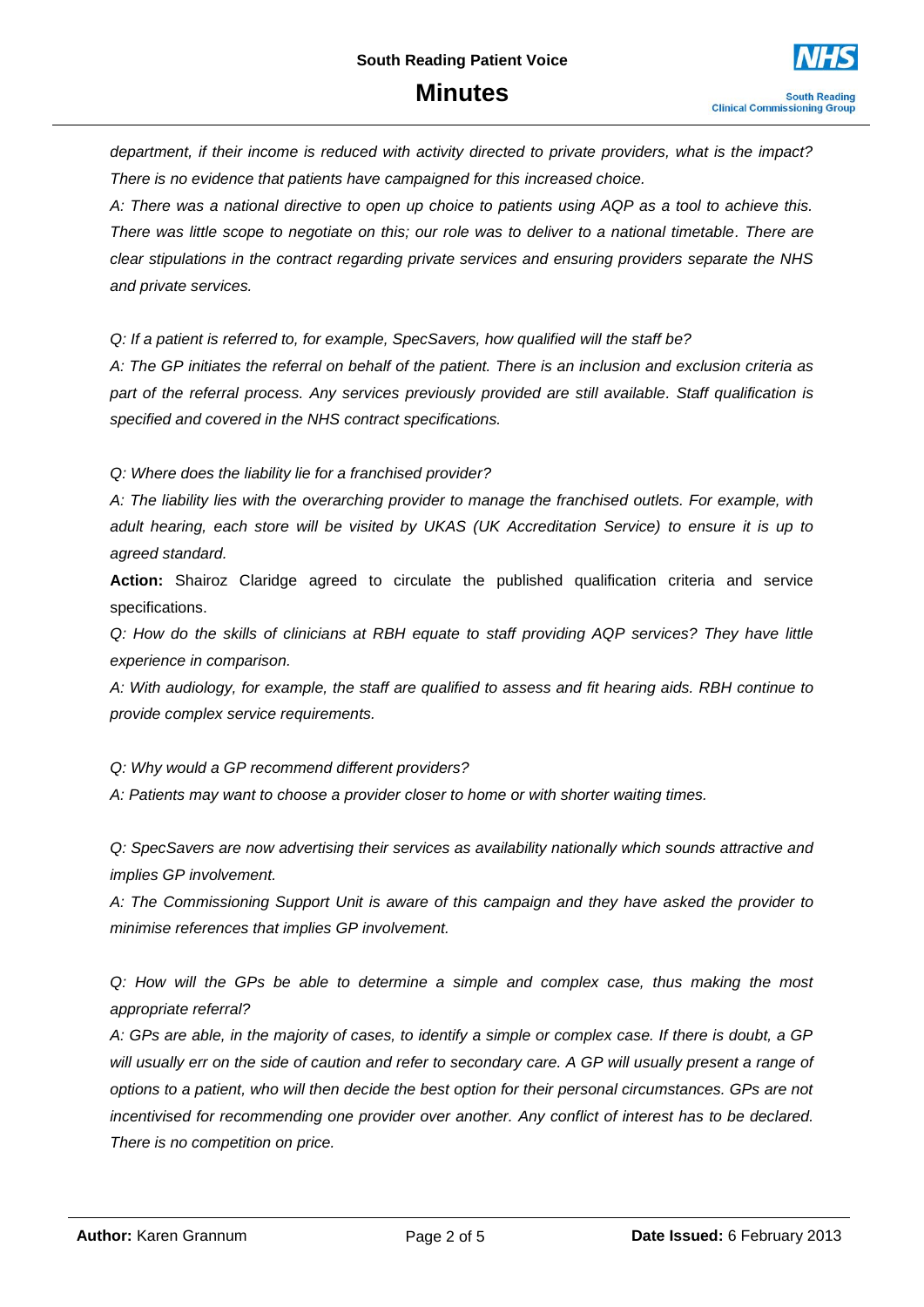*department, if their income is reduced with activity directed to private providers, what is the impact? There is no evidence that patients have campaigned for this increased choice.*

*A: There was a national directive to open up choice to patients using AQP as a tool to achieve this. There was little scope to negotiate on this; our role was to deliver to a national timetable. There are clear stipulations in the contract regarding private services and ensuring providers separate the NHS and private services.*

*Q: If a patient is referred to, for example, SpecSavers, how qualified will the staff be?*

*A: The GP initiates the referral on behalf of the patient. There is an inclusion and exclusion criteria as part of the referral process. Any services previously provided are still available. Staff qualification is specified and covered in the NHS contract specifications.*

*Q: Where does the liability lie for a franchised provider?*

*A: The liability lies with the overarching provider to manage the franchised outlets. For example, with adult hearing, each store will be visited by UKAS (UK Accreditation Service) to ensure it is up to agreed standard.*

**Action:** Shairoz Claridge agreed to circulate the published qualification criteria and service specifications.

*Q: How do the skills of clinicians at RBH equate to staff providing AQP services? They have little experience in comparison.*

*A: With audiology, for example, the staff are qualified to assess and fit hearing aids. RBH continue to provide complex service requirements.*

*Q: Why would a GP recommend different providers?*

*A: Patients may want to choose a provider closer to home or with shorter waiting times.*

*Q: SpecSavers are now advertising their services as availability nationally which sounds attractive and implies GP involvement.*

*A: The Commissioning Support Unit is aware of this campaign and they have asked the provider to minimise references that implies GP involvement.*

*Q: How will the GPs be able to determine a simple and complex case, thus making the most appropriate referral?*

*A: GPs are able, in the majority of cases, to identify a simple or complex case. If there is doubt, a GP will usually err on the side of caution and refer to secondary care. A GP will usually present a range of options to a patient, who will then decide the best option for their personal circumstances. GPs are not incentivised for recommending one provider over another. Any conflict of interest has to be declared. There is no competition on price.*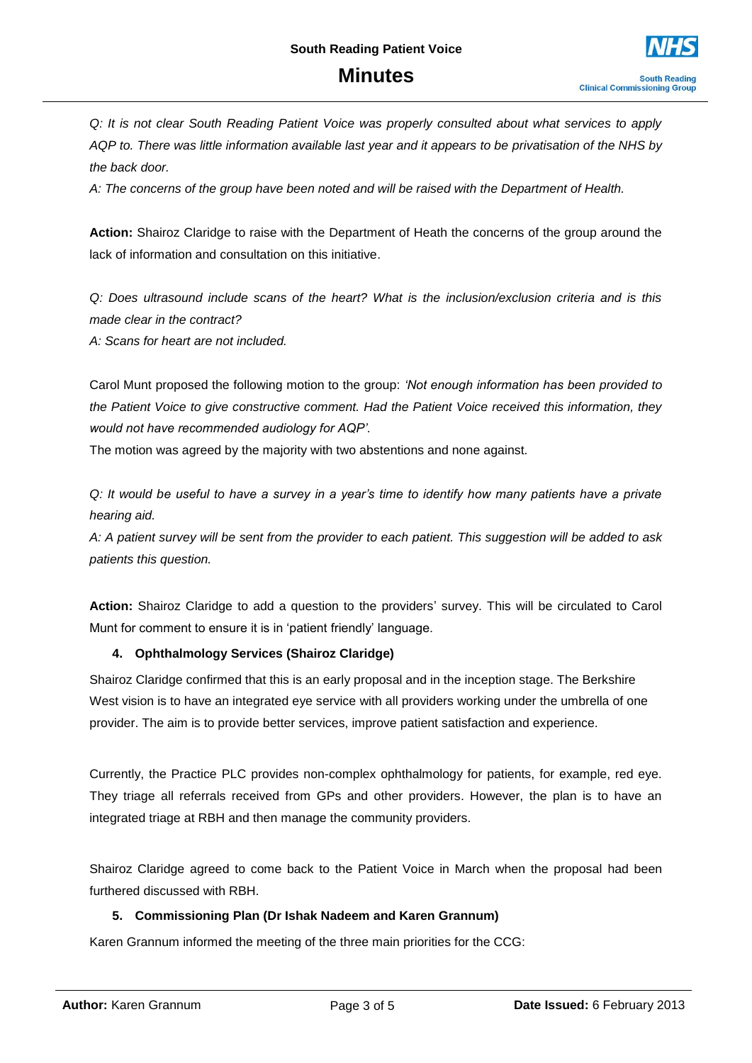*Q: It is not clear South Reading Patient Voice was properly consulted about what services to apply AQP to. There was little information available last year and it appears to be privatisation of the NHS by the back door.*

*A: The concerns of the group have been noted and will be raised with the Department of Health.*

**Action:** Shairoz Claridge to raise with the Department of Heath the concerns of the group around the lack of information and consultation on this initiative.

*Q: Does ultrasound include scans of the heart? What is the inclusion/exclusion criteria and is this made clear in the contract?*

*A: Scans for heart are not included.*

Carol Munt proposed the following motion to the group: *'Not enough information has been provided to the Patient Voice to give constructive comment. Had the Patient Voice received this information, they would not have recommended audiology for AQP'.*

The motion was agreed by the majority with two abstentions and none against.

*Q: It would be useful to have a survey in a year's time to identify how many patients have a private hearing aid.*

*A: A patient survey will be sent from the provider to each patient. This suggestion will be added to ask patients this question.*

**Action:** Shairoz Claridge to add a question to the providers' survey. This will be circulated to Carol Munt for comment to ensure it is in 'patient friendly' language.

**4. Ophthalmology Services (Shairoz Claridge)**

Shairoz Claridge confirmed that this is an early proposal and in the inception stage. The Berkshire West vision is to have an integrated eye service with all providers working under the umbrella of one provider. The aim is to provide better services, improve patient satisfaction and experience.

Currently, the Practice PLC provides non-complex ophthalmology for patients, for example, red eye. They triage all referrals received from GPs and other providers. However, the plan is to have an integrated triage at RBH and then manage the community providers.

Shairoz Claridge agreed to come back to the Patient Voice in March when the proposal had been furthered discussed with RBH.

**5. Commissioning Plan (Dr Ishak Nadeem and Karen Grannum)**

Karen Grannum informed the meeting of the three main priorities for the CCG: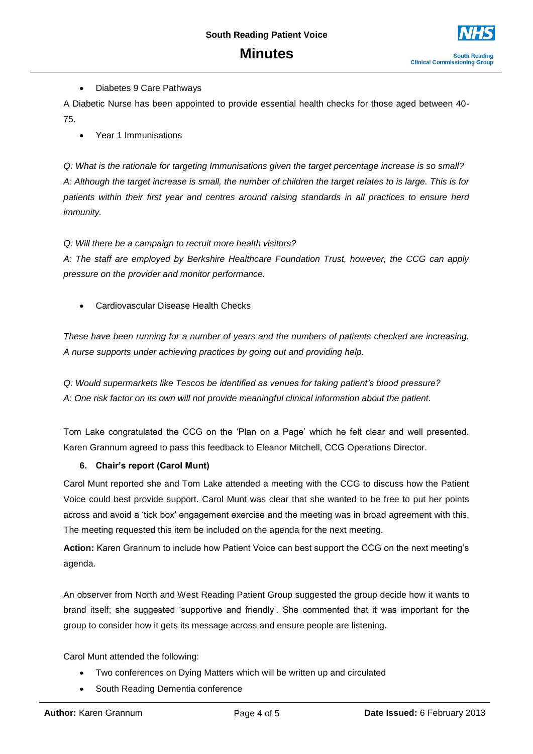- Diabetes 9 Care Pathways

A Diabetic Nurse has been appointed to provide essential health checks for those aged between 40-75.

- Year 1 Immunisations

*Q: What is the rationale for targeting Immunisations given the target percentage increase is so small?*
*A: Although the target increase is small, the number of children the target relates to is large. This is for patients within their first year and centres around raising standards in all practices to ensure herd immunity.*

*Q: Will there be a campaign to recruit more health visitors?*
*A: The staff are employed by Berkshire Healthcare Foundation Trust, however, the CCG can apply pressure on the provider and monitor performance.*

- Cardiovascular Disease Health Checks

*These have been running for a number of years and the numbers of patients checked are increasing. A nurse supports under achieving practices by going out and providing help.*

*Q: Would supermarkets like Tescos be identified as venues for taking patient's blood pressure?*
*A: One risk factor on its own will not provide meaningful clinical information about the patient.*

Tom Lake congratulated the CCG on the 'Plan on a Page' which he felt clear and well presented. Karen Grannum agreed to pass this feedback to Eleanor Mitchell, CCG Operations Director.

### 6. Chair's report (Carol Munt)

Carol Munt reported she and Tom Lake attended a meeting with the CCG to discuss how the Patient Voice could best provide support. Carol Munt was clear that she wanted to be free to put her points across and avoid a 'tick box' engagement exercise and the meeting was in broad agreement with this. The meeting requested this item be included on the agenda for the next meeting.

**Action:** Karen Grannum to include how Patient Voice can best support the CCG on the next meeting's agenda.

An observer from North and West Reading Patient Group suggested the group decide how it wants to brand itself; she suggested 'supportive and friendly'. She commented that it was important for the group to consider how it gets its message across and ensure people are listening.

Carol Munt attended the following:

- Two conferences on Dying Matters which will be written up and circulated
- South Reading Dementia conference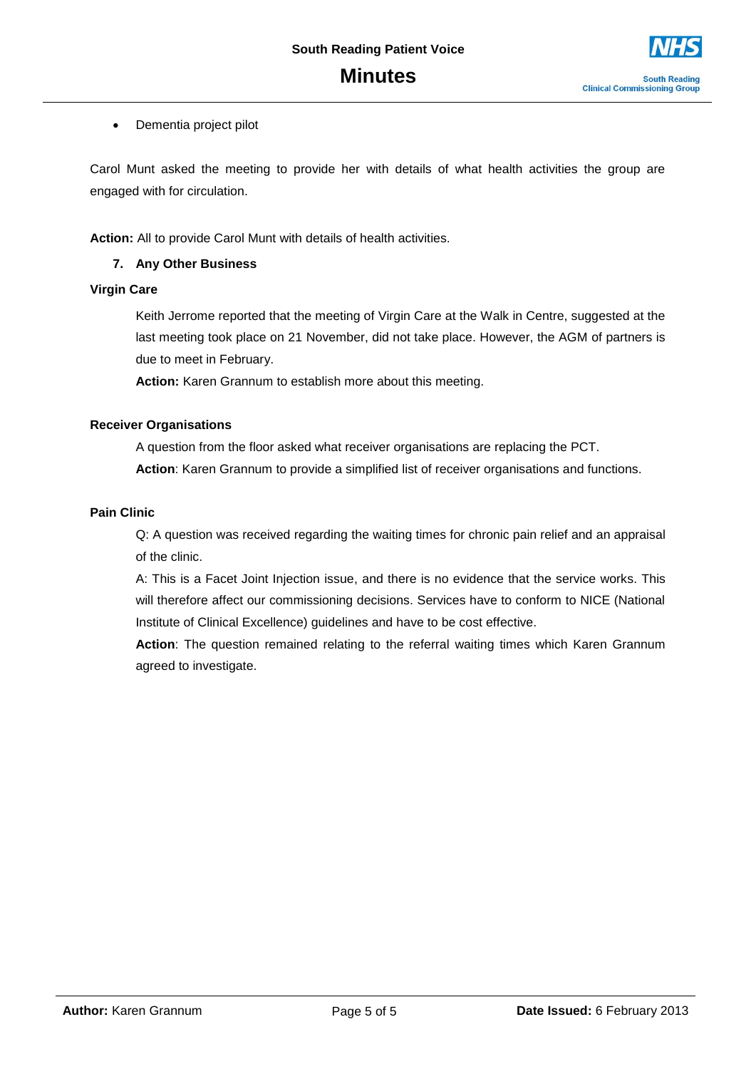- Dementia project pilot

Carol Munt asked the meeting to provide her with details of what health activities the group are engaged with for circulation.

**Action:** All to provide Carol Munt with details of health activities.

### 7. Any Other Business

**Virgin Care**

Keith Jerrome reported that the meeting of Virgin Care at the Walk in Centre, suggested at the last meeting took place on 21 November, did not take place. However, the AGM of partners is due to meet in February.

**Action:** Karen Grannum to establish more about this meeting.

**Receiver Organisations**

A question from the floor asked what receiver organisations are replacing the PCT.

**Action**: Karen Grannum to provide a simplified list of receiver organisations and functions.

**Pain Clinic**

Q: A question was received regarding the waiting times for chronic pain relief and an appraisal of the clinic.

A: This is a Facet Joint Injection issue, and there is no evidence that the service works. This will therefore affect our commissioning decisions. Services have to conform to NICE (National Institute of Clinical Excellence) guidelines and have to be cost effective.

**Action**: The question remained relating to the referral waiting times which Karen Grannum agreed to investigate.